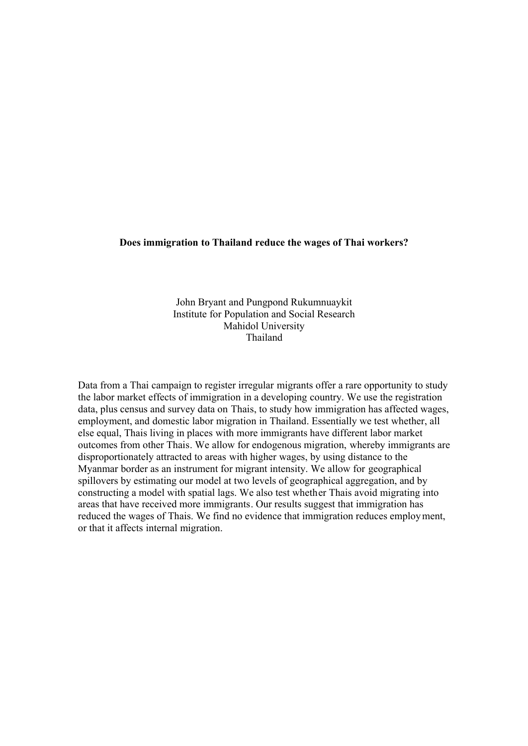**Does immigration to Thailand reduce the wages of Thai workers?**

John Bryant and Pungpond Rukumnuaykit
Institute for Population and Social Research
Mahidol University
Thailand

Data from a Thai campaign to register irregular migrants offer a rare opportunity to study the labor market effects of immigration in a developing country. We use the registration data, plus census and survey data on Thais, to study how immigration has affected wages, employment, and domestic labor migration in Thailand. Essentially we test whether, all else equal, Thais living in places with more immigrants have different labor market outcomes from other Thais. We allow for endogenous migration, whereby immigrants are disproportionately attracted to areas with higher wages, by using distance to the Myanmar border as an instrument for migrant intensity. We allow for geographical spillovers by estimating our model at two levels of geographical aggregation, and by constructing a model with spatial lags. We also test whether Thais avoid migrating into areas that have received more immigrants. Our results suggest that immigration has reduced the wages of Thais. We find no evidence that immigration reduces employment, or that it affects internal migration.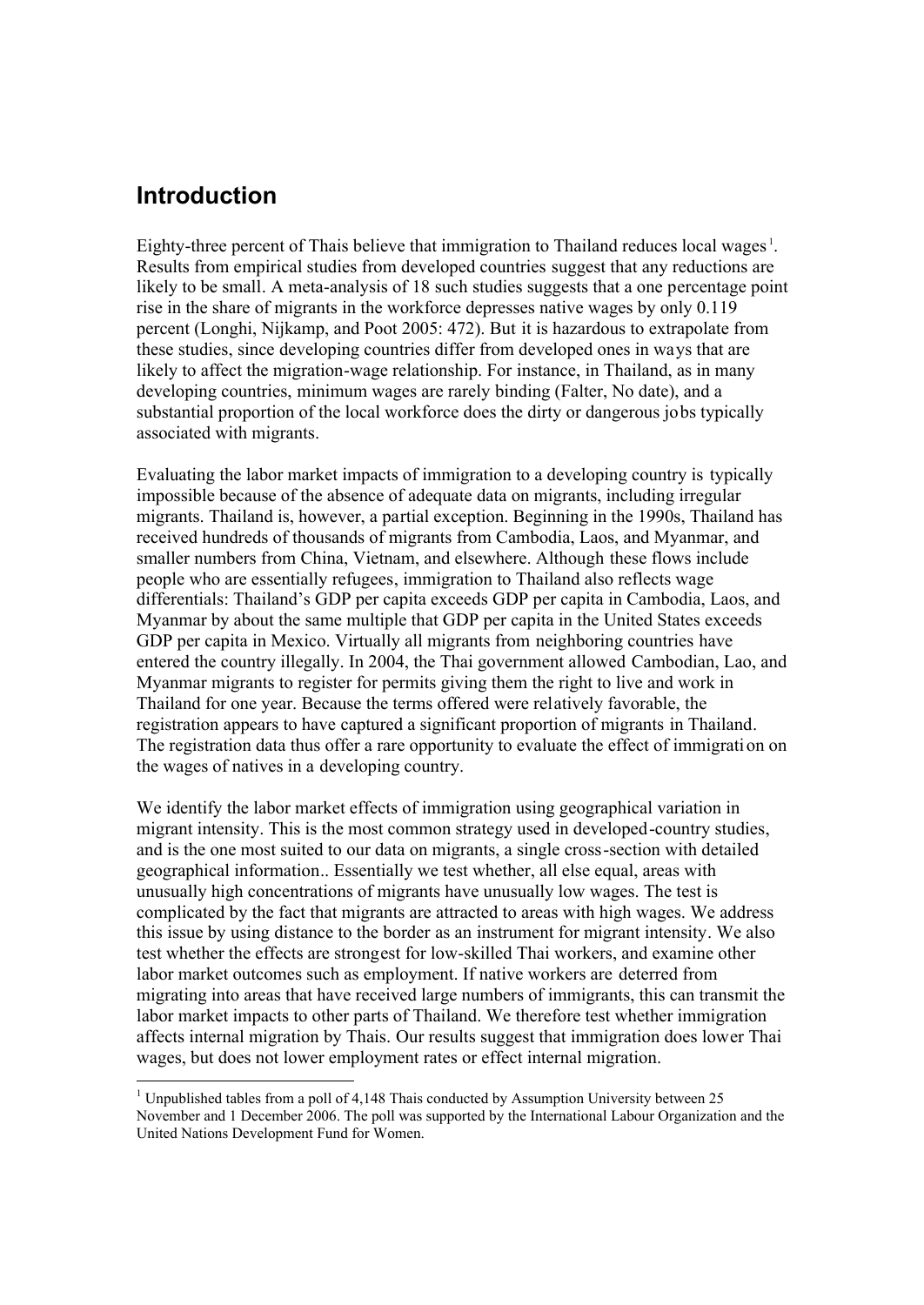## Introduction

Eighty-three percent of Thais believe that immigration to Thailand reduces local wages[1]. Results from empirical studies from developed countries suggest that any reductions are likely to be small. A meta-analysis of 18 such studies suggests that a one percentage point rise in the share of migrants in the workforce depresses native wages by only 0.119 percent (Longhi, Nijkamp, and Poot 2005: 472). But it is hazardous to extrapolate from these studies, since developing countries differ from developed ones in ways that are likely to affect the migration-wage relationship. For instance, in Thailand, as in many developing countries, minimum wages are rarely binding (Falter, No date), and a substantial proportion of the local workforce does the dirty or dangerous jobs typically associated with migrants.

Evaluating the labor market impacts of immigration to a developing country is typically impossible because of the absence of adequate data on migrants, including irregular migrants. Thailand is, however, a partial exception. Beginning in the 1990s, Thailand has received hundreds of thousands of migrants from Cambodia, Laos, and Myanmar, and smaller numbers from China, Vietnam, and elsewhere. Although these flows include people who are essentially refugees, immigration to Thailand also reflects wage differentials: Thailand's GDP per capita exceeds GDP per capita in Cambodia, Laos, and Myanmar by about the same multiple that GDP per capita in the United States exceeds GDP per capita in Mexico. Virtually all migrants from neighboring countries have entered the country illegally. In 2004, the Thai government allowed Cambodian, Lao, and Myanmar migrants to register for permits giving them the right to live and work in Thailand for one year. Because the terms offered were relatively favorable, the registration appears to have captured a significant proportion of migrants in Thailand. The registration data thus offer a rare opportunity to evaluate the effect of immigration on the wages of natives in a developing country.

We identify the labor market effects of immigration using geographical variation in migrant intensity. This is the most common strategy used in developed-country studies, and is the one most suited to our data on migrants, a single cross-section with detailed geographical information.. Essentially we test whether, all else equal, areas with unusually high concentrations of migrants have unusually low wages. The test is complicated by the fact that migrants are attracted to areas with high wages. We address this issue by using distance to the border as an instrument for migrant intensity. We also test whether the effects are strongest for low-skilled Thai workers, and examine other labor market outcomes such as employment. If native workers are deterred from migrating into areas that have received large numbers of immigrants, this can transmit the labor market impacts to other parts of Thailand. We therefore test whether immigration affects internal migration by Thais. Our results suggest that immigration does lower Thai wages, but does not lower employment rates or effect internal migration.

[1] Unpublished tables from a poll of 4,148 Thais conducted by Assumption University between 25 November and 1 December 2006. The poll was supported by the International Labour Organization and the United Nations Development Fund for Women.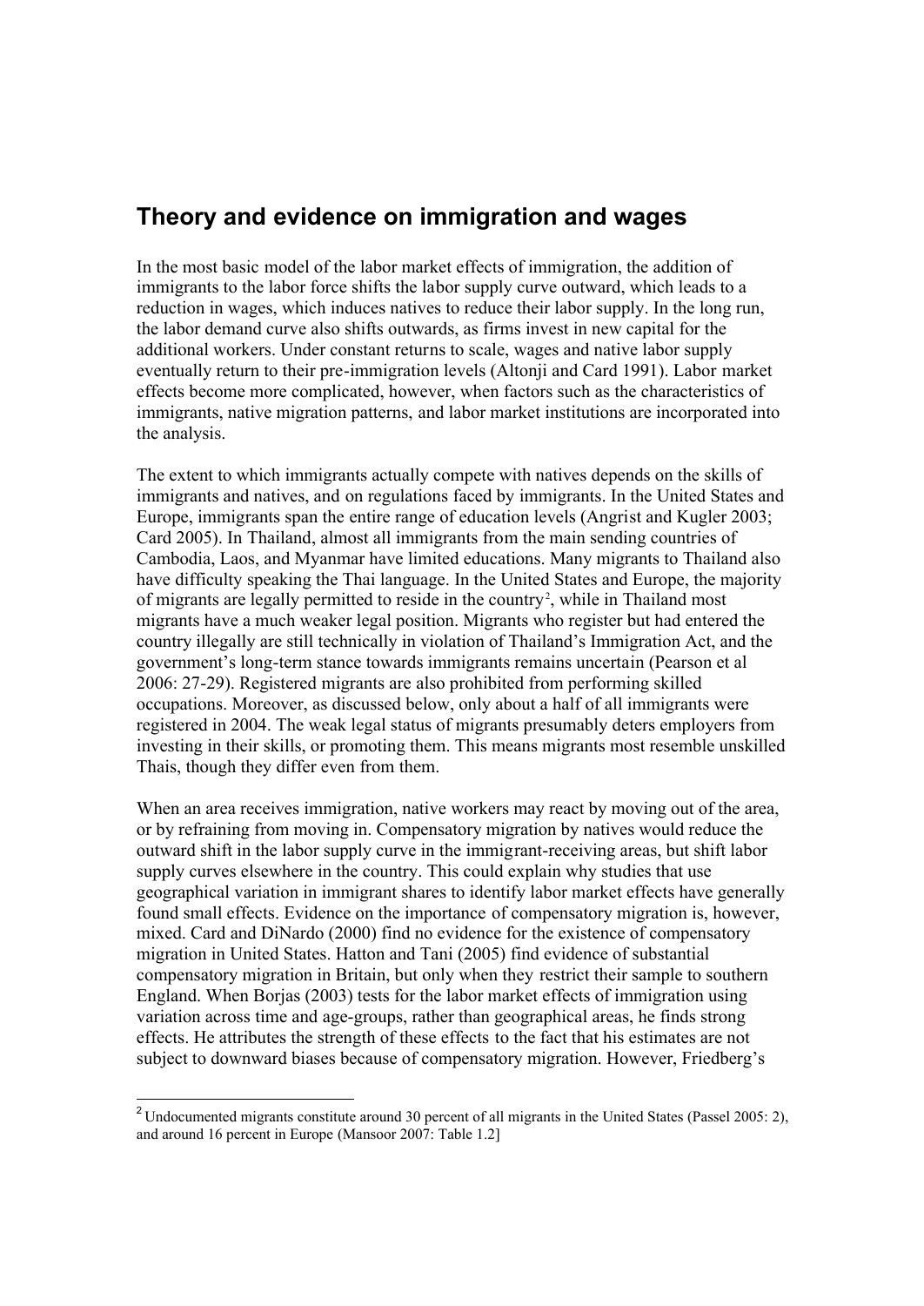## Theory and evidence on immigration and wages

In the most basic model of the labor market effects of immigration, the addition of immigrants to the labor force shifts the labor supply curve outward, which leads to a reduction in wages, which induces natives to reduce their labor supply. In the long run, the labor demand curve also shifts outwards, as firms invest in new capital for the additional workers. Under constant returns to scale, wages and native labor supply eventually return to their pre-immigration levels (Altonji and Card 1991). Labor market effects become more complicated, however, when factors such as the characteristics of immigrants, native migration patterns, and labor market institutions are incorporated into the analysis.

The extent to which immigrants actually compete with natives depends on the skills of immigrants and natives, and on regulations faced by immigrants. In the United States and Europe, immigrants span the entire range of education levels (Angrist and Kugler 2003; Card 2005). In Thailand, almost all immigrants from the main sending countries of Cambodia, Laos, and Myanmar have limited educations. Many migrants to Thailand also have difficulty speaking the Thai language. In the United States and Europe, the majority of migrants are legally permitted to reside in the country[2], while in Thailand most migrants have a much weaker legal position. Migrants who register but had entered the country illegally are still technically in violation of Thailand's Immigration Act, and the government's long-term stance towards immigrants remains uncertain (Pearson et al 2006: 27-29). Registered migrants are also prohibited from performing skilled occupations. Moreover, as discussed below, only about a half of all immigrants were registered in 2004. The weak legal status of migrants presumably deters employers from investing in their skills, or promoting them. This means migrants most resemble unskilled Thais, though they differ even from them.

When an area receives immigration, native workers may react by moving out of the area, or by refraining from moving in. Compensatory migration by natives would reduce the outward shift in the labor supply curve in the immigrant-receiving areas, but shift labor supply curves elsewhere in the country. This could explain why studies that use geographical variation in immigrant shares to identify labor market effects have generally found small effects. Evidence on the importance of compensatory migration is, however, mixed. Card and DiNardo (2000) find no evidence for the existence of compensatory migration in United States. Hatton and Tani (2005) find evidence of substantial compensatory migration in Britain, but only when they restrict their sample to southern England. When Borjas (2003) tests for the labor market effects of immigration using variation across time and age-groups, rather than geographical areas, he finds strong effects. He attributes the strength of these effects to the fact that his estimates are not subject to downward biases because of compensatory migration. However, Friedberg's

[2] Undocumented migrants constitute around 30 percent of all migrants in the United States (Passel 2005: 2), and around 16 percent in Europe (Mansoor 2007: Table 1.2]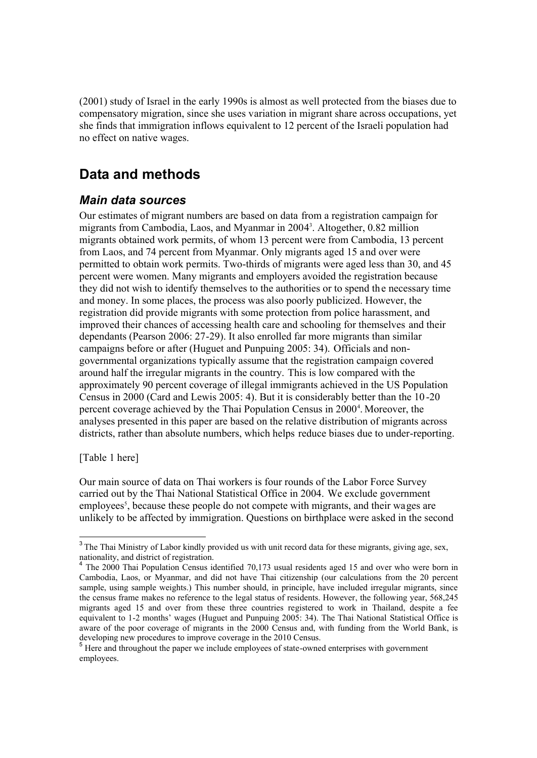(2001) study of Israel in the early 1990s is almost as well protected from the biases due to compensatory migration, since she uses variation in migrant share across occupations, yet she finds that immigration inflows equivalent to 12 percent of the Israeli population had no effect on native wages.

## Data and methods

### *Main data sources*

Our estimates of migrant numbers are based on data from a registration campaign for migrants from Cambodia, Laos, and Myanmar in 2004[3]. Altogether, 0.82 million migrants obtained work permits, of whom 13 percent were from Cambodia, 13 percent from Laos, and 74 percent from Myanmar. Only migrants aged 15 and over were permitted to obtain work permits. Two-thirds of migrants were aged less than 30, and 45 percent were women. Many migrants and employers avoided the registration because they did not wish to identify themselves to the authorities or to spend the necessary time and money. In some places, the process was also poorly publicized. However, the registration did provide migrants with some protection from police harassment, and improved their chances of accessing health care and schooling for themselves and their dependants (Pearson 2006: 27-29). It also enrolled far more migrants than similar campaigns before or after (Huguet and Punpuing 2005: 34). Officials and non-governmental organizations typically assume that the registration campaign covered around half the irregular migrants in the country. This is low compared with the approximately 90 percent coverage of illegal immigrants achieved in the US Population Census in 2000 (Card and Lewis 2005: 4). But it is considerably better than the 10-20 percent coverage achieved by the Thai Population Census in 2000[4]. Moreover, the analyses presented in this paper are based on the relative distribution of migrants across districts, rather than absolute numbers, which helps reduce biases due to under-reporting.

[Table 1 here]

Our main source of data on Thai workers is four rounds of the Labor Force Survey carried out by the Thai National Statistical Office in 2004. We exclude government employees[5], because these people do not compete with migrants, and their wages are unlikely to be affected by immigration. Questions on birthplace were asked in the second

---

[3] The Thai Ministry of Labor kindly provided us with unit record data for these migrants, giving age, sex, nationality, and district of registration.

[4] The 2000 Thai Population Census identified 70,173 usual residents aged 15 and over who were born in Cambodia, Laos, or Myanmar, and did not have Thai citizenship (our calculations from the 20 percent sample, using sample weights.) This number should, in principle, have included irregular migrants, since the census frame makes no reference to the legal status of residents. However, the following year, 568,245 migrants aged 15 and over from these three countries registered to work in Thailand, despite a fee equivalent to 1-2 months' wages (Huguet and Punpuing 2005: 34). The Thai National Statistical Office is aware of the poor coverage of migrants in the 2000 Census and, with funding from the World Bank, is developing new procedures to improve coverage in the 2010 Census.

[5] Here and throughout the paper we include employees of state-owned enterprises with government employees.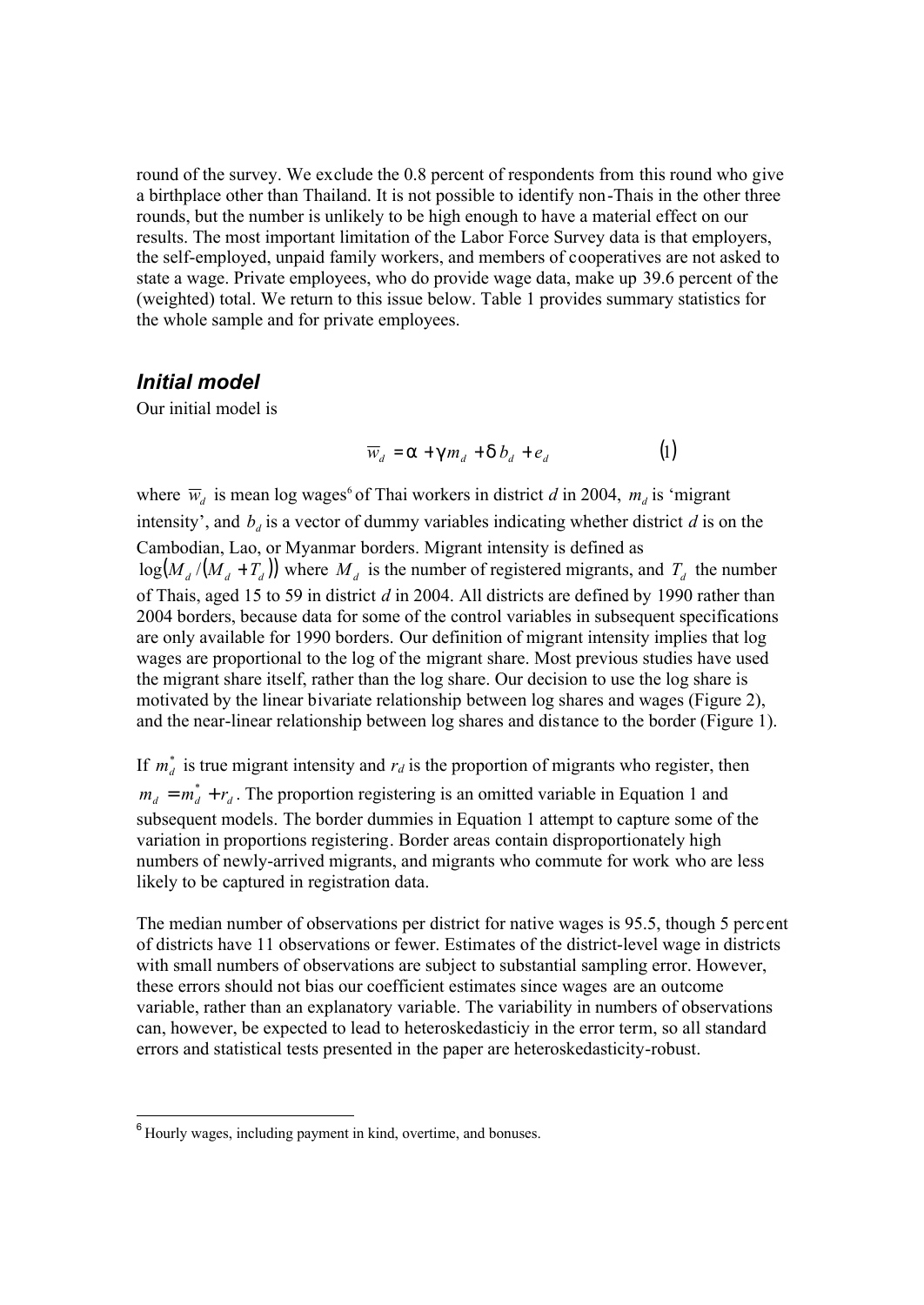round of the survey. We exclude the 0.8 percent of respondents from this round who give a birthplace other than Thailand. It is not possible to identify non-Thais in the other three rounds, but the number is unlikely to be high enough to have a material effect on our results. The most important limitation of the Labor Force Survey data is that employers, the self-employed, unpaid family workers, and members of cooperatives are not asked to state a wage. Private employees, who do provide wage data, make up 39.6 percent of the (weighted) total. We return to this issue below. Table 1 provides summary statistics for the whole sample and for private employees.

## *Initial model*

Our initial model is

$$\overline{w}_d = \alpha + \gamma m_d + \delta b_d + e_d \qquad (1)$$

where $\overline{w}_d$ is mean log wages[6] of Thai workers in district *d* in 2004, $m_d$ is 'migrant intensity', and $b_d$ is a vector of dummy variables indicating whether district *d* is on the Cambodian, Lao, or Myanmar borders. Migrant intensity is defined as $\log(M_d/(M_d + T_d))$ where $M_d$ is the number of registered migrants, and $T_d$ the number of Thais, aged 15 to 59 in district *d* in 2004. All districts are defined by 1990 rather than 2004 borders, because data for some of the control variables in subsequent specifications are only available for 1990 borders. Our definition of migrant intensity implies that log wages are proportional to the log of the migrant share. Most previous studies have used the migrant share itself, rather than the log share. Our decision to use the log share is motivated by the linear bivariate relationship between log shares and wages (Figure 2), and the near-linear relationship between log shares and distance to the border (Figure 1).

If $m_d^*$ is true migrant intensity and $r_d$ is the proportion of migrants who register, then $m_d = m_d^* + r_d$. The proportion registering is an omitted variable in Equation 1 and subsequent models. The border dummies in Equation 1 attempt to capture some of the variation in proportions registering. Border areas contain disproportionately high numbers of newly-arrived migrants, and migrants who commute for work who are less likely to be captured in registration data.

The median number of observations per district for native wages is 95.5, though 5 percent of districts have 11 observations or fewer. Estimates of the district-level wage in districts with small numbers of observations are subject to substantial sampling error. However, these errors should not bias our coefficient estimates since wages are an outcome variable, rather than an explanatory variable. The variability in numbers of observations can, however, be expected to lead to heteroskedasticiy in the error term, so all standard errors and statistical tests presented in the paper are heteroskedasticity-robust.

[6] Hourly wages, including payment in kind, overtime, and bonuses.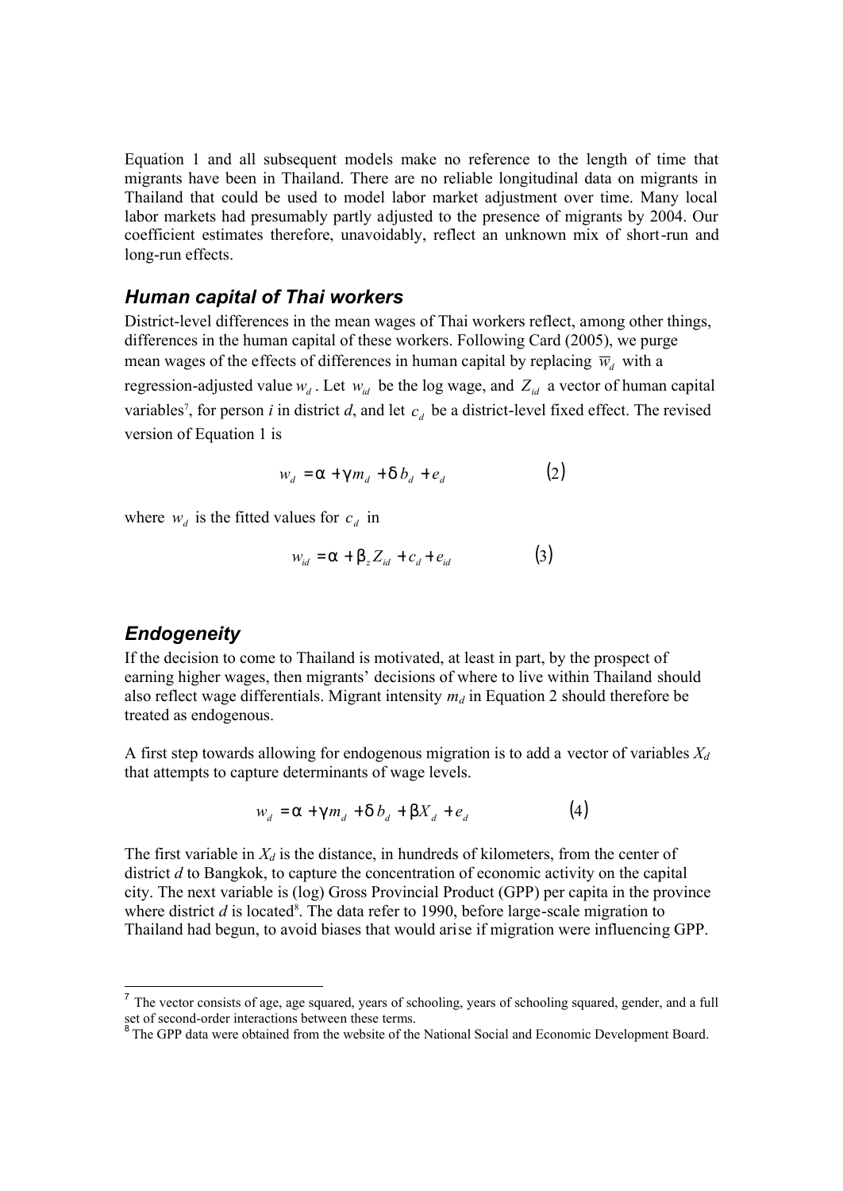Equation 1 and all subsequent models make no reference to the length of time that migrants have been in Thailand. There are no reliable longitudinal data on migrants in Thailand that could be used to model labor market adjustment over time. Many local labor markets had presumably partly adjusted to the presence of migrants by 2004. Our coefficient estimates therefore, unavoidably, reflect an unknown mix of short-run and long-run effects.

### *Human capital of Thai workers*

District-level differences in the mean wages of Thai workers reflect, among other things, differences in the human capital of these workers. Following Card (2005), we purge mean wages of the effects of differences in human capital by replacing $\overline{w}_d$ with a regression-adjusted value $w_d$. Let $w_{id}$ be the log wage, and $Z_{id}$ a vector of human capital variables[7], for person $i$ in district $d$, and let $c_d$ be a district-level fixed effect. The revised version of Equation 1 is

$$w_d = \alpha + \gamma m_d + \delta b_d + e_d \qquad (2)$$

where $w_d$ is the fitted values for $c_d$ in

$$w_{id} = \alpha + \beta_z Z_{id} + c_d + e_{id} \qquad (3)$$

### *Endogeneity*

If the decision to come to Thailand is motivated, at least in part, by the prospect of earning higher wages, then migrants' decisions of where to live within Thailand should also reflect wage differentials. Migrant intensity $m_d$ in Equation 2 should therefore be treated as endogenous.

A first step towards allowing for endogenous migration is to add a vector of variables $X_d$ that attempts to capture determinants of wage levels.

$$w_d = \alpha + \gamma m_d + \delta b_d + \beta X_d + e_d \qquad (4)$$

The first variable in $X_d$ is the distance, in hundreds of kilometers, from the center of district $d$ to Bangkok, to capture the concentration of economic activity on the capital city. The next variable is (log) Gross Provincial Product (GPP) per capita in the province where district $d$ is located[8]. The data refer to 1990, before large-scale migration to Thailand had begun, to avoid biases that would arise if migration were influencing GPP.

---

[7] The vector consists of age, age squared, years of schooling, years of schooling squared, gender, and a full set of second-order interactions between these terms.

[8] The GPP data were obtained from the website of the National Social and Economic Development Board.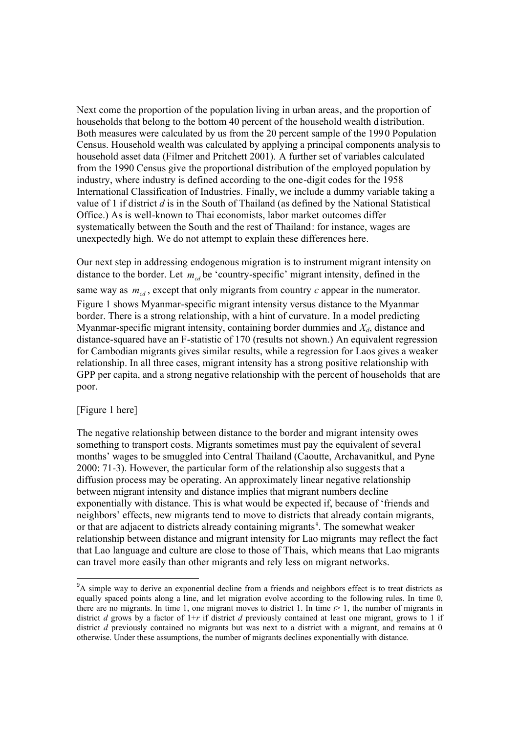Next come the proportion of the population living in urban areas, and the proportion of households that belong to the bottom 40 percent of the household wealth distribution. Both measures were calculated by us from the 20 percent sample of the 1990 Population Census. Household wealth was calculated by applying a principal components analysis to household asset data (Filmer and Pritchett 2001). A further set of variables calculated from the 1990 Census give the proportional distribution of the employed population by industry, where industry is defined according to the one-digit codes for the 1958 International Classification of Industries. Finally, we include a dummy variable taking a value of 1 if district *d* is in the South of Thailand (as defined by the National Statistical Office.) As is well-known to Thai economists, labor market outcomes differ systematically between the South and the rest of Thailand: for instance, wages are unexpectedly high. We do not attempt to explain these differences here.

Our next step in addressing endogenous migration is to instrument migrant intensity on distance to the border. Let $m_{cd}$ be 'country-specific' migrant intensity, defined in the same way as $m_{cd}$, except that only migrants from country *c* appear in the numerator. Figure 1 shows Myanmar-specific migrant intensity versus distance to the Myanmar border. There is a strong relationship, with a hint of curvature. In a model predicting Myanmar-specific migrant intensity, containing border dummies and $X_d$, distance and distance-squared have an F-statistic of 170 (results not shown.) An equivalent regression for Cambodian migrants gives similar results, while a regression for Laos gives a weaker relationship. In all three cases, migrant intensity has a strong positive relationship with GPP per capita, and a strong negative relationship with the percent of households that are poor.

[Figure 1 here]

The negative relationship between distance to the border and migrant intensity owes something to transport costs. Migrants sometimes must pay the equivalent of several months' wages to be smuggled into Central Thailand (Caoutte, Archavanitkul, and Pyne 2000: 71-3). However, the particular form of the relationship also suggests that a diffusion process may be operating. An approximately linear negative relationship between migrant intensity and distance implies that migrant numbers decline exponentially with distance. This is what would be expected if, because of 'friends and neighbors' effects, new migrants tend to move to districts that already contain migrants, or that are adjacent to districts already containing migrants[9]. The somewhat weaker relationship between distance and migrant intensity for Lao migrants may reflect the fact that Lao language and culture are close to those of Thais, which means that Lao migrants can travel more easily than other migrants and rely less on migrant networks.

[9] A simple way to derive an exponential decline from a friends and neighbors effect is to treat districts as equally spaced points along a line, and let migration evolve according to the following rules. In time 0, there are no migrants. In time 1, one migrant moves to district 1. In time $t > 1$, the number of migrants in district *d* grows by a factor of $1+r$ if district *d* previously contained at least one migrant, grows to 1 if district *d* previously contained no migrants but was next to a district with a migrant, and remains at 0 otherwise. Under these assumptions, the number of migrants declines exponentially with distance.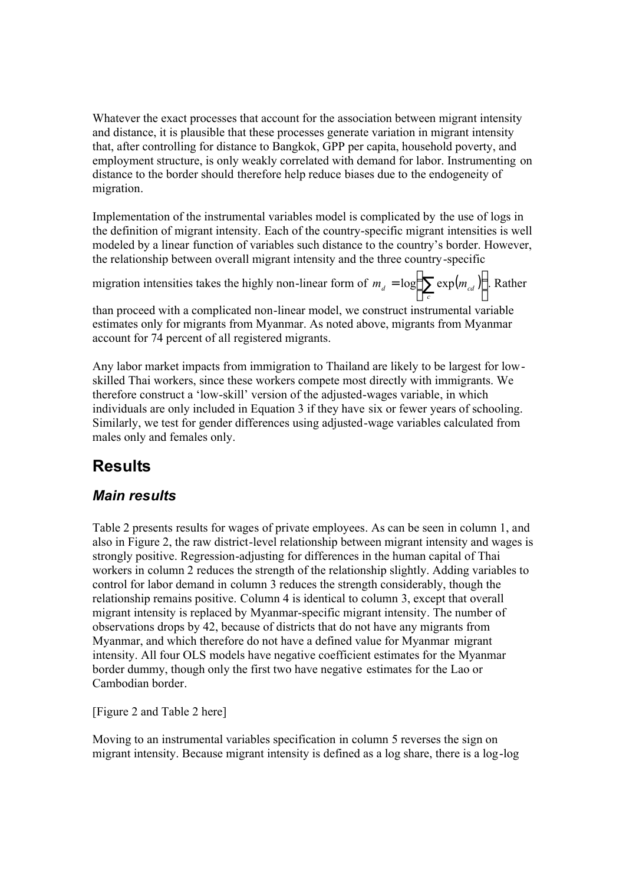Whatever the exact processes that account for the association between migrant intensity and distance, it is plausible that these processes generate variation in migrant intensity that, after controlling for distance to Bangkok, GPP per capita, household poverty, and employment structure, is only weakly correlated with demand for labor. Instrumenting on distance to the border should therefore help reduce biases due to the endogeneity of migration.

Implementation of the instrumental variables model is complicated by the use of logs in the definition of migrant intensity. Each of the country-specific migrant intensities is well modeled by a linear function of variables such distance to the country's border. However, the relationship between overall migrant intensity and the three country-specific migration intensities takes the highly non-linear form of $m_d = \log\left(\sum_c \exp(m_{cd})\right)$. Rather than proceed with a complicated non-linear model, we construct instrumental variable estimates only for migrants from Myanmar. As noted above, migrants from Myanmar account for 74 percent of all registered migrants.

Any labor market impacts from immigration to Thailand are likely to be largest for low-skilled Thai workers, since these workers compete most directly with immigrants. We therefore construct a 'low-skill' version of the adjusted-wages variable, in which individuals are only included in Equation 3 if they have six or fewer years of schooling. Similarly, we test for gender differences using adjusted-wage variables calculated from males only and females only.

# Results

## *Main results*

Table 2 presents results for wages of private employees. As can be seen in column 1, and also in Figure 2, the raw district-level relationship between migrant intensity and wages is strongly positive. Regression-adjusting for differences in the human capital of Thai workers in column 2 reduces the strength of the relationship slightly. Adding variables to control for labor demand in column 3 reduces the strength considerably, though the relationship remains positive. Column 4 is identical to column 3, except that overall migrant intensity is replaced by Myanmar-specific migrant intensity. The number of observations drops by 42, because of districts that do not have any migrants from Myanmar, and which therefore do not have a defined value for Myanmar migrant intensity. All four OLS models have negative coefficient estimates for the Myanmar border dummy, though only the first two have negative estimates for the Lao or Cambodian border.

[Figure 2 and Table 2 here]

Moving to an instrumental variables specification in column 5 reverses the sign on migrant intensity. Because migrant intensity is defined as a log share, there is a log-log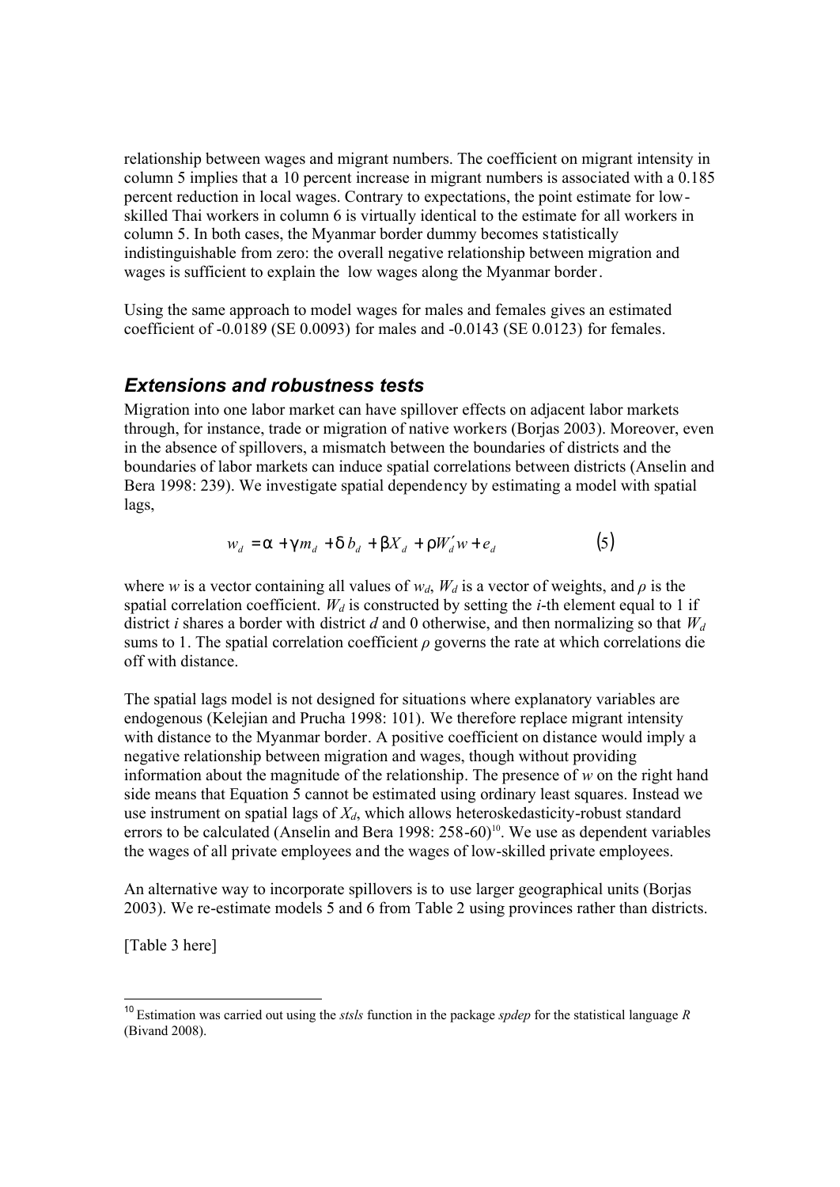relationship between wages and migrant numbers. The coefficient on migrant intensity in column 5 implies that a 10 percent increase in migrant numbers is associated with a 0.185 percent reduction in local wages. Contrary to expectations, the point estimate for low-skilled Thai workers in column 6 is virtually identical to the estimate for all workers in column 5. In both cases, the Myanmar border dummy becomes statistically indistinguishable from zero: the overall negative relationship between migration and wages is sufficient to explain the low wages along the Myanmar border.

Using the same approach to model wages for males and females gives an estimated coefficient of -0.0189 (SE 0.0093) for males and -0.0143 (SE 0.0123) for females.

## *Extensions and robustness tests*

Migration into one labor market can have spillover effects on adjacent labor markets through, for instance, trade or migration of native workers (Borjas 2003). Moreover, even in the absence of spillovers, a mismatch between the boundaries of districts and the boundaries of labor markets can induce spatial correlations between districts (Anselin and Bera 1998: 239). We investigate spatial dependency by estimating a model with spatial lags,

$$w_d = \alpha + \gamma m_d + \delta b_d + \beta X_d + \rho W_d' w + e_d \qquad (5)$$

where $w$ is a vector containing all values of $w_d$, $W_d$ is a vector of weights, and $\rho$ is the spatial correlation coefficient. $W_d$ is constructed by setting the $i$-th element equal to 1 if district $i$ shares a border with district $d$ and 0 otherwise, and then normalizing so that $W_d$ sums to 1. The spatial correlation coefficient $\rho$ governs the rate at which correlations die off with distance.

The spatial lags model is not designed for situations where explanatory variables are endogenous (Kelejian and Prucha 1998: 101). We therefore replace migrant intensity with distance to the Myanmar border. A positive coefficient on distance would imply a negative relationship between migration and wages, though without providing information about the magnitude of the relationship. The presence of $w$ on the right hand side means that Equation 5 cannot be estimated using ordinary least squares. Instead we use instrument on spatial lags of $X_d$, which allows heteroskedasticity-robust standard errors to be calculated (Anselin and Bera 1998: 258-60)[10]. We use as dependent variables the wages of all private employees and the wages of low-skilled private employees.

An alternative way to incorporate spillovers is to use larger geographical units (Borjas 2003). We re-estimate models 5 and 6 from Table 2 using provinces rather than districts.

[Table 3 here]

[10] Estimation was carried out using the *stsls* function in the package *spdep* for the statistical language *R* (Bivand 2008).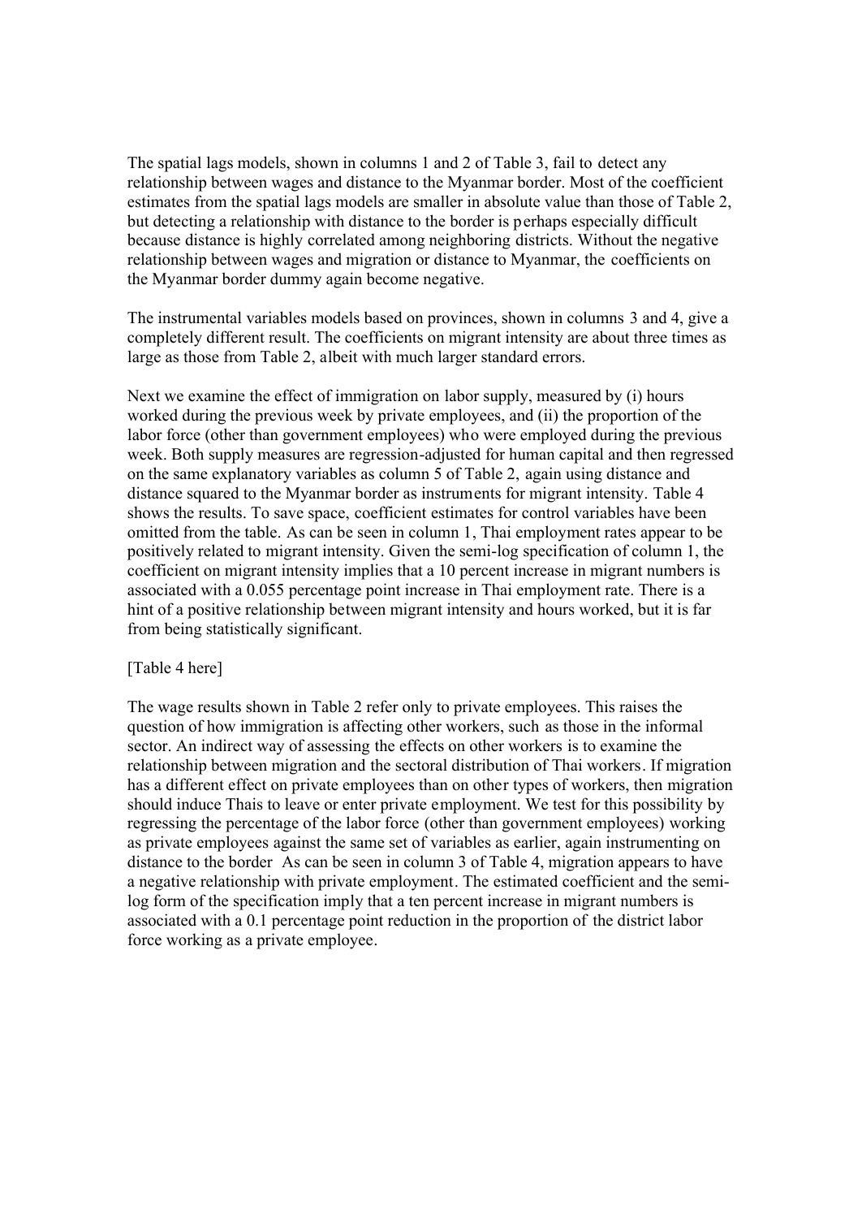The spatial lags models, shown in columns 1 and 2 of Table 3, fail to detect any relationship between wages and distance to the Myanmar border. Most of the coefficient estimates from the spatial lags models are smaller in absolute value than those of Table 2, but detecting a relationship with distance to the border is perhaps especially difficult because distance is highly correlated among neighboring districts. Without the negative relationship between wages and migration or distance to Myanmar, the coefficients on the Myanmar border dummy again become negative.

The instrumental variables models based on provinces, shown in columns 3 and 4, give a completely different result. The coefficients on migrant intensity are about three times as large as those from Table 2, albeit with much larger standard errors.

Next we examine the effect of immigration on labor supply, measured by (i) hours worked during the previous week by private employees, and (ii) the proportion of the labor force (other than government employees) who were employed during the previous week. Both supply measures are regression-adjusted for human capital and then regressed on the same explanatory variables as column 5 of Table 2, again using distance and distance squared to the Myanmar border as instruments for migrant intensity. Table 4 shows the results. To save space, coefficient estimates for control variables have been omitted from the table. As can be seen in column 1, Thai employment rates appear to be positively related to migrant intensity. Given the semi-log specification of column 1, the coefficient on migrant intensity implies that a 10 percent increase in migrant numbers is associated with a 0.055 percentage point increase in Thai employment rate. There is a hint of a positive relationship between migrant intensity and hours worked, but it is far from being statistically significant.

[Table 4 here]

The wage results shown in Table 2 refer only to private employees. This raises the question of how immigration is affecting other workers, such as those in the informal sector. An indirect way of assessing the effects on other workers is to examine the relationship between migration and the sectoral distribution of Thai workers. If migration has a different effect on private employees than on other types of workers, then migration should induce Thais to leave or enter private employment. We test for this possibility by regressing the percentage of the labor force (other than government employees) working as private employees against the same set of variables as earlier, again instrumenting on distance to the border As can be seen in column 3 of Table 4, migration appears to have a negative relationship with private employment. The estimated coefficient and the semi-log form of the specification imply that a ten percent increase in migrant numbers is associated with a 0.1 percentage point reduction in the proportion of the district labor force working as a private employee.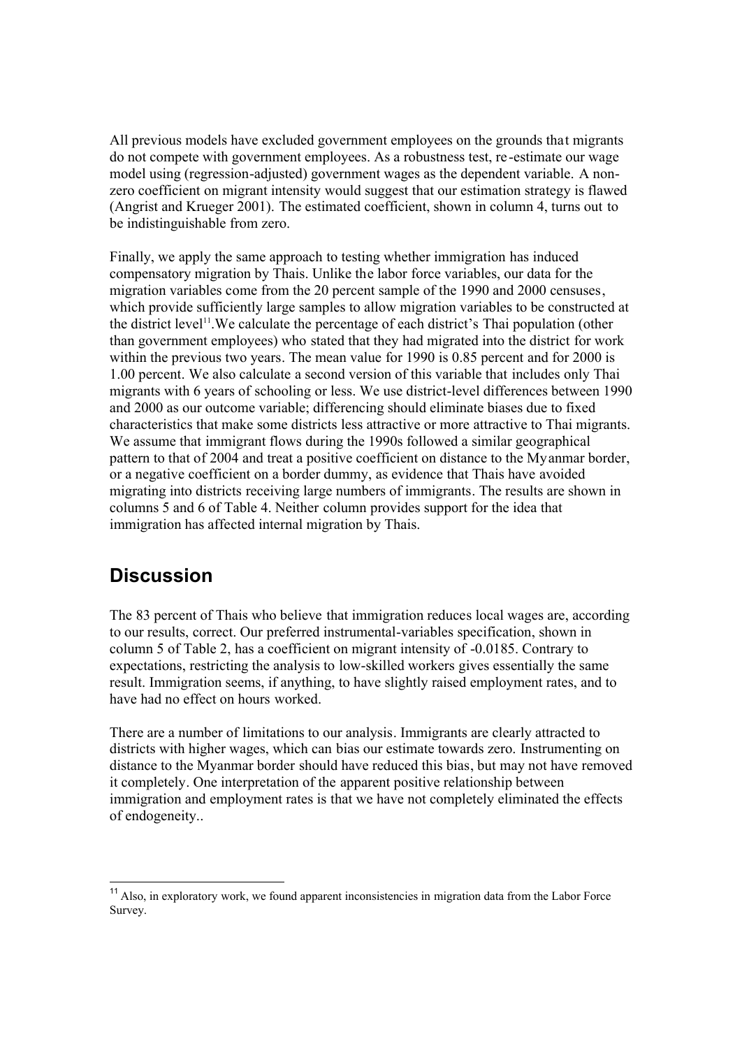All previous models have excluded government employees on the grounds that migrants do not compete with government employees. As a robustness test, re-estimate our wage model using (regression-adjusted) government wages as the dependent variable. A non-zero coefficient on migrant intensity would suggest that our estimation strategy is flawed (Angrist and Krueger 2001). The estimated coefficient, shown in column 4, turns out to be indistinguishable from zero.

Finally, we apply the same approach to testing whether immigration has induced compensatory migration by Thais. Unlike the labor force variables, our data for the migration variables come from the 20 percent sample of the 1990 and 2000 censuses, which provide sufficiently large samples to allow migration variables to be constructed at the district level[11]. We calculate the percentage of each district's Thai population (other than government employees) who stated that they had migrated into the district for work within the previous two years. The mean value for 1990 is 0.85 percent and for 2000 is 1.00 percent. We also calculate a second version of this variable that includes only Thai migrants with 6 years of schooling or less. We use district-level differences between 1990 and 2000 as our outcome variable; differencing should eliminate biases due to fixed characteristics that make some districts less attractive or more attractive to Thai migrants. We assume that immigrant flows during the 1990s followed a similar geographical pattern to that of 2004 and treat a positive coefficient on distance to the Myanmar border, or a negative coefficient on a border dummy, as evidence that Thais have avoided migrating into districts receiving large numbers of immigrants. The results are shown in columns 5 and 6 of Table 4. Neither column provides support for the idea that immigration has affected internal migration by Thais.

## Discussion

The 83 percent of Thais who believe that immigration reduces local wages are, according to our results, correct. Our preferred instrumental-variables specification, shown in column 5 of Table 2, has a coefficient on migrant intensity of -0.0185. Contrary to expectations, restricting the analysis to low-skilled workers gives essentially the same result. Immigration seems, if anything, to have slightly raised employment rates, and to have had no effect on hours worked.

There are a number of limitations to our analysis. Immigrants are clearly attracted to districts with higher wages, which can bias our estimate towards zero. Instrumenting on distance to the Myanmar border should have reduced this bias, but may not have removed it completely. One interpretation of the apparent positive relationship between immigration and employment rates is that we have not completely eliminated the effects of endogeneity..

[11] Also, in exploratory work, we found apparent inconsistencies in migration data from the Labor Force Survey.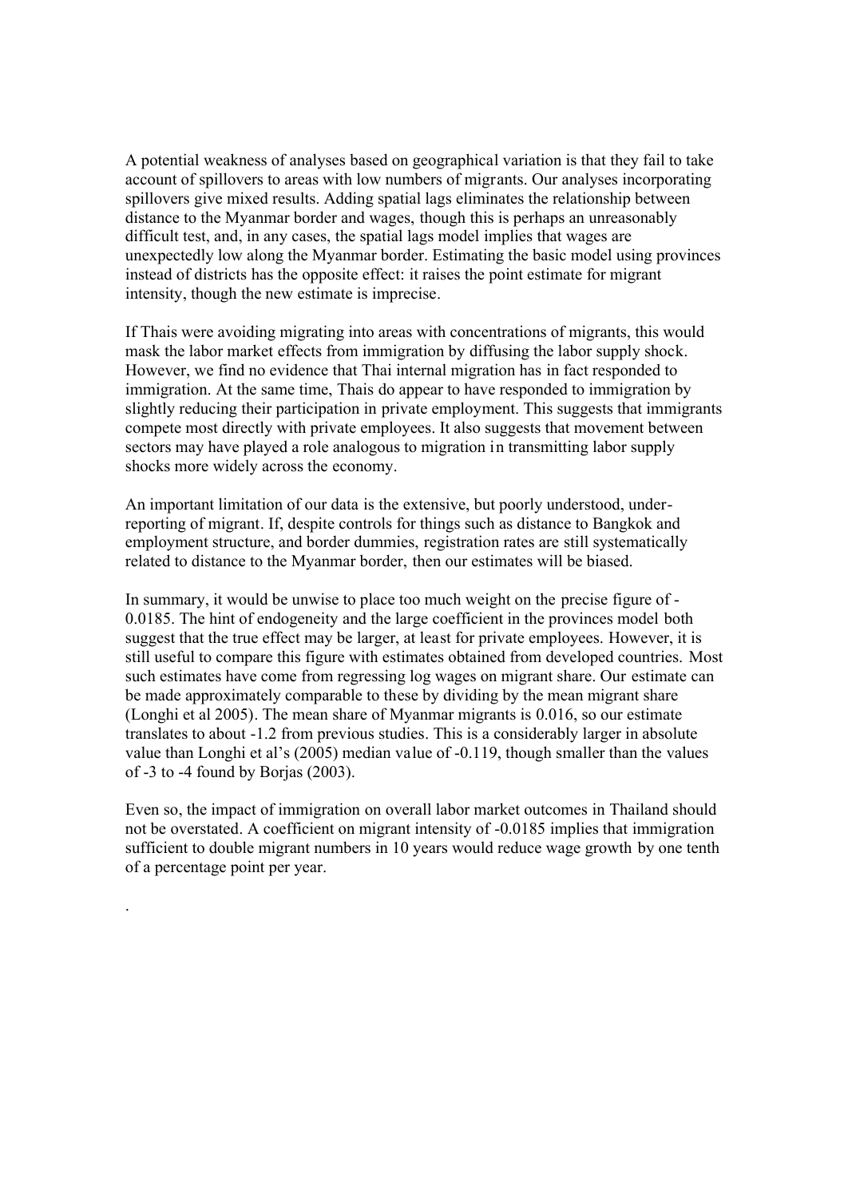A potential weakness of analyses based on geographical variation is that they fail to take account of spillovers to areas with low numbers of migrants. Our analyses incorporating spillovers give mixed results. Adding spatial lags eliminates the relationship between distance to the Myanmar border and wages, though this is perhaps an unreasonably difficult test, and, in any cases, the spatial lags model implies that wages are unexpectedly low along the Myanmar border. Estimating the basic model using provinces instead of districts has the opposite effect: it raises the point estimate for migrant intensity, though the new estimate is imprecise.

If Thais were avoiding migrating into areas with concentrations of migrants, this would mask the labor market effects from immigration by diffusing the labor supply shock. However, we find no evidence that Thai internal migration has in fact responded to immigration. At the same time, Thais do appear to have responded to immigration by slightly reducing their participation in private employment. This suggests that immigrants compete most directly with private employees. It also suggests that movement between sectors may have played a role analogous to migration in transmitting labor supply shocks more widely across the economy.

An important limitation of our data is the extensive, but poorly understood, under-reporting of migrant. If, despite controls for things such as distance to Bangkok and employment structure, and border dummies, registration rates are still systematically related to distance to the Myanmar border, then our estimates will be biased.

In summary, it would be unwise to place too much weight on the precise figure of -0.0185. The hint of endogeneity and the large coefficient in the provinces model both suggest that the true effect may be larger, at least for private employees. However, it is still useful to compare this figure with estimates obtained from developed countries. Most such estimates have come from regressing log wages on migrant share. Our estimate can be made approximately comparable to these by dividing by the mean migrant share (Longhi et al 2005). The mean share of Myanmar migrants is 0.016, so our estimate translates to about -1.2 from previous studies. This is a considerably larger in absolute value than Longhi et al's (2005) median value of -0.119, though smaller than the values of -3 to -4 found by Borjas (2003).

Even so, the impact of immigration on overall labor market outcomes in Thailand should not be overstated. A coefficient on migrant intensity of -0.0185 implies that immigration sufficient to double migrant numbers in 10 years would reduce wage growth by one tenth of a percentage point per year.

.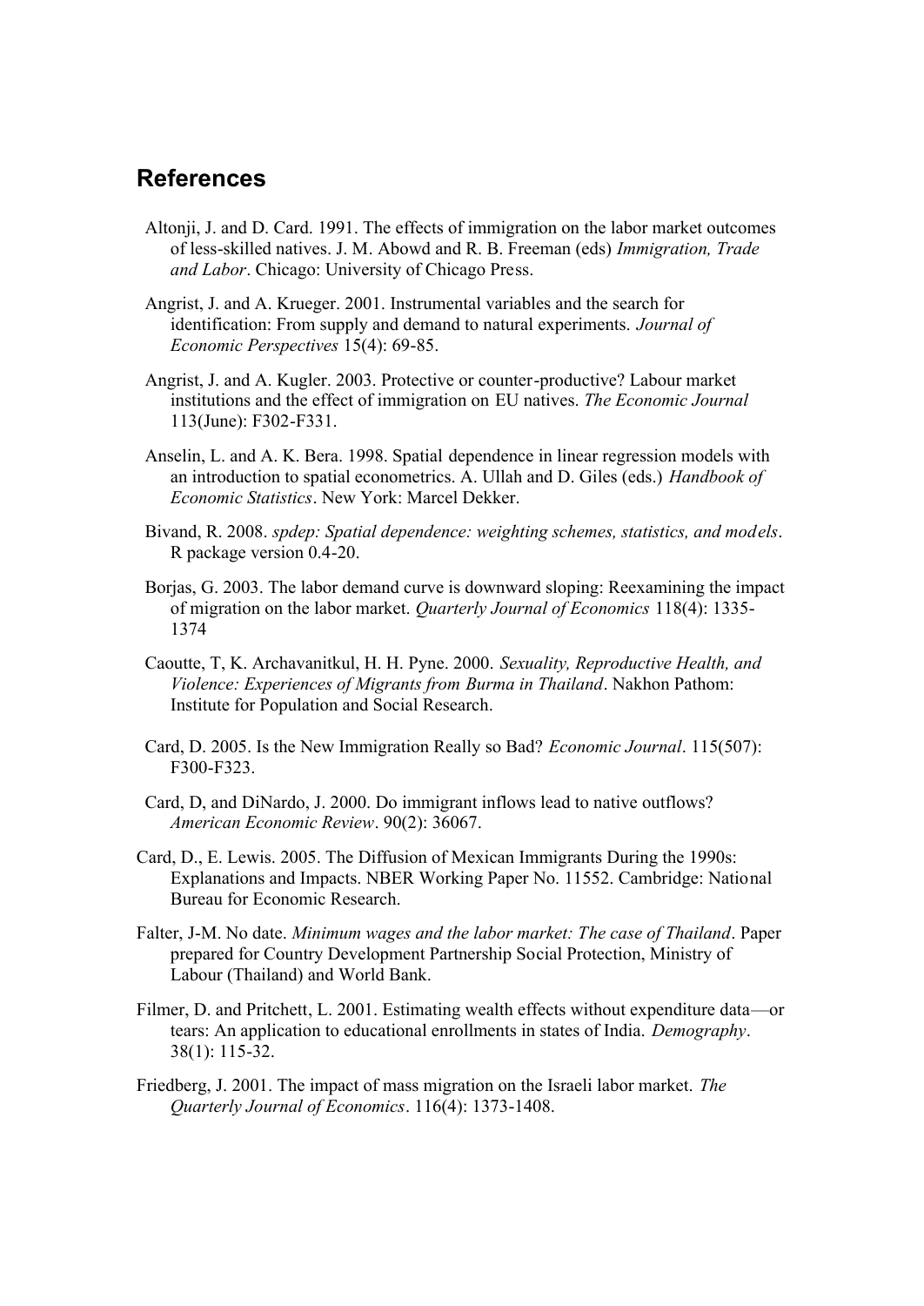## References

Altonji, J. and D. Card. 1991. The effects of immigration on the labor market outcomes of less-skilled natives. J. M. Abowd and R. B. Freeman (eds) *Immigration, Trade and Labor*. Chicago: University of Chicago Press.

Angrist, J. and A. Krueger. 2001. Instrumental variables and the search for identification: From supply and demand to natural experiments. *Journal of Economic Perspectives* 15(4): 69-85.

Angrist, J. and A. Kugler. 2003. Protective or counter-productive? Labour market institutions and the effect of immigration on EU natives. *The Economic Journal* 113(June): F302-F331.

Anselin, L. and A. K. Bera. 1998. Spatial dependence in linear regression models with an introduction to spatial econometrics. A. Ullah and D. Giles (eds.) *Handbook of Economic Statistics*. New York: Marcel Dekker.

Bivand, R. 2008. *spdep: Spatial dependence: weighting schemes, statistics, and models*. R package version 0.4-20.

Borjas, G. 2003. The labor demand curve is downward sloping: Reexamining the impact of migration on the labor market. *Quarterly Journal of Economics* 118(4): 1335-1374

Caoutte, T, K. Archavanitkul, H. H. Pyne. 2000. *Sexuality, Reproductive Health, and Violence: Experiences of Migrants from Burma in Thailand*. Nakhon Pathom: Institute for Population and Social Research.

Card, D. 2005. Is the New Immigration Really so Bad? *Economic Journal*. 115(507): F300-F323.

Card, D, and DiNardo, J. 2000. Do immigrant inflows lead to native outflows? *American Economic Review*. 90(2): 36067.

Card, D., E. Lewis. 2005. The Diffusion of Mexican Immigrants During the 1990s: Explanations and Impacts. NBER Working Paper No. 11552. Cambridge: National Bureau for Economic Research.

Falter, J-M. No date. *Minimum wages and the labor market: The case of Thailand*. Paper prepared for Country Development Partnership Social Protection, Ministry of Labour (Thailand) and World Bank.

Filmer, D. and Pritchett, L. 2001. Estimating wealth effects without expenditure data—or tears: An application to educational enrollments in states of India. *Demography*. 38(1): 115-32.

Friedberg, J. 2001. The impact of mass migration on the Israeli labor market. *The Quarterly Journal of Economics*. 116(4): 1373-1408.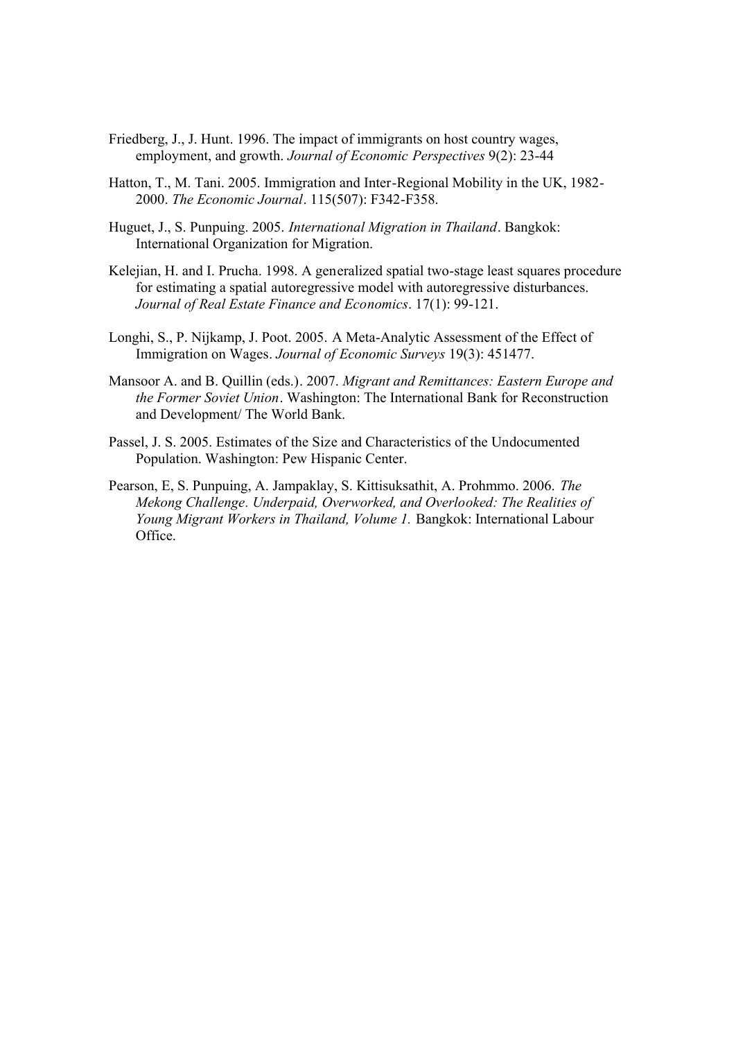Friedberg, J., J. Hunt. 1996. The impact of immigrants on host country wages, employment, and growth. *Journal of Economic Perspectives* 9(2): 23-44

Hatton, T., M. Tani. 2005. Immigration and Inter-Regional Mobility in the UK, 1982-2000. *The Economic Journal*. 115(507): F342-F358.

Huguet, J., S. Punpuing. 2005. *International Migration in Thailand*. Bangkok: International Organization for Migration.

Kelejian, H. and I. Prucha. 1998. A generalized spatial two-stage least squares procedure for estimating a spatial autoregressive model with autoregressive disturbances. *Journal of Real Estate Finance and Economics*. 17(1): 99-121.

Longhi, S., P. Nijkamp, J. Poot. 2005. A Meta-Analytic Assessment of the Effect of Immigration on Wages. *Journal of Economic Surveys* 19(3): 451477.

Mansoor A. and B. Quillin (eds.). 2007. *Migrant and Remittances: Eastern Europe and the Former Soviet Union*. Washington: The International Bank for Reconstruction and Development/ The World Bank.

Passel, J. S. 2005. Estimates of the Size and Characteristics of the Undocumented Population. Washington: Pew Hispanic Center.

Pearson, E, S. Punpuing, A. Jampaklay, S. Kittisuksathit, A. Prohmmo. 2006. *The Mekong Challenge. Underpaid, Overworked, and Overlooked: The Realities of Young Migrant Workers in Thailand, Volume 1.* Bangkok: International Labour Office.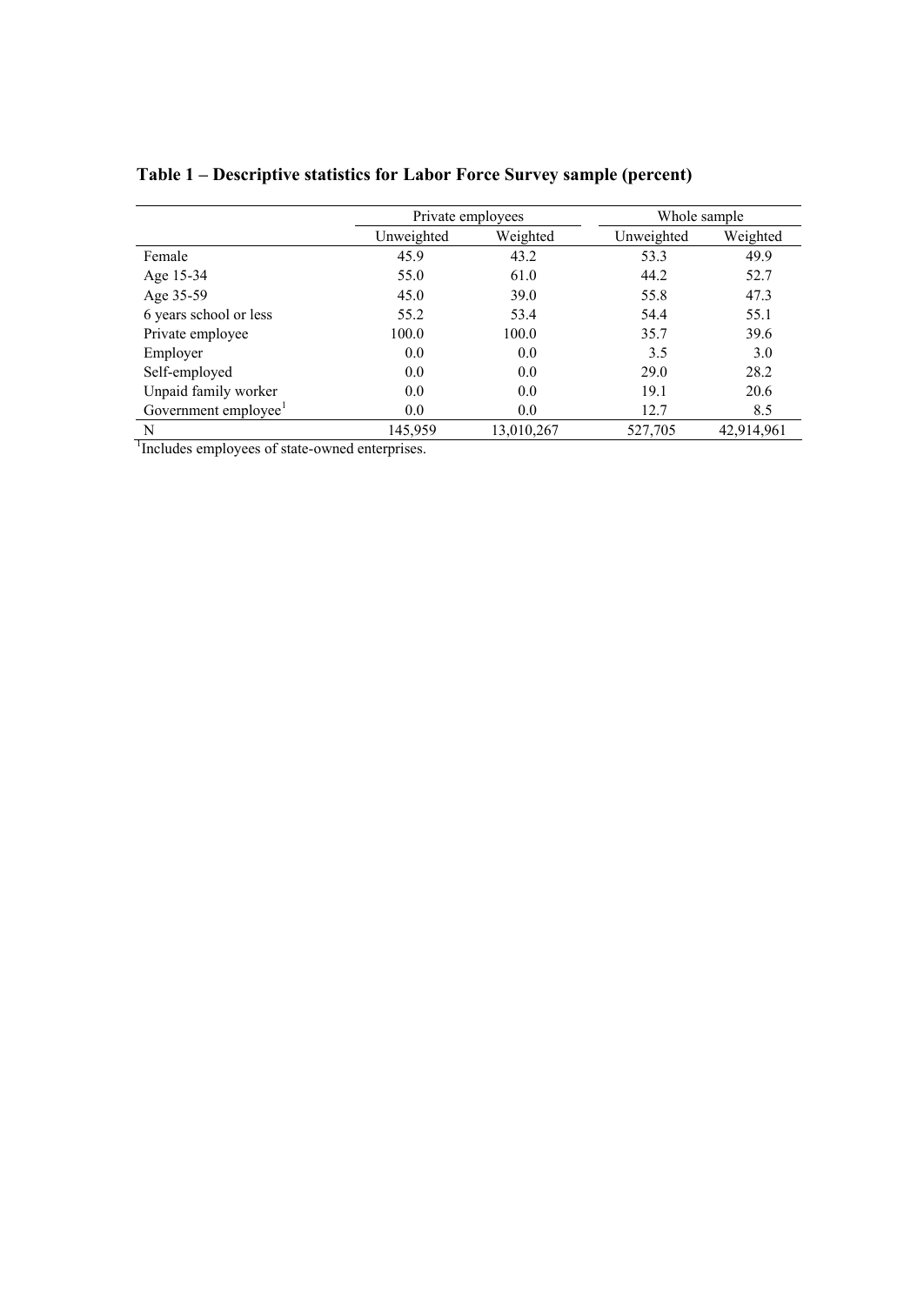**Table 1 – Descriptive statistics for Labor Force Survey sample (percent)**

| | Private employees | | Whole sample | |
|---|---|---|---|---|
| | Unweighted | Weighted | Unweighted | Weighted |
| Female | 45.9 | 43.2 | 53.3 | 49.9 |
| Age 15-34 | 55.0 | 61.0 | 44.2 | 52.7 |
| Age 35-59 | 45.0 | 39.0 | 55.8 | 47.3 |
| 6 years school or less | 55.2 | 53.4 | 54.4 | 55.1 |
| Private employee | 100.0 | 100.0 | 35.7 | 39.6 |
| Employer | 0.0 | 0.0 | 3.5 | 3.0 |
| Self-employed | 0.0 | 0.0 | 29.0 | 28.2 |
| Unpaid family worker | 0.0 | 0.0 | 19.1 | 20.6 |
| Government employee[1] | 0.0 | 0.0 | 12.7 | 8.5 |
| N | 145,959 | 13,010,267 | 527,705 | 42,914,961 |

[1]Includes employees of state-owned enterprises.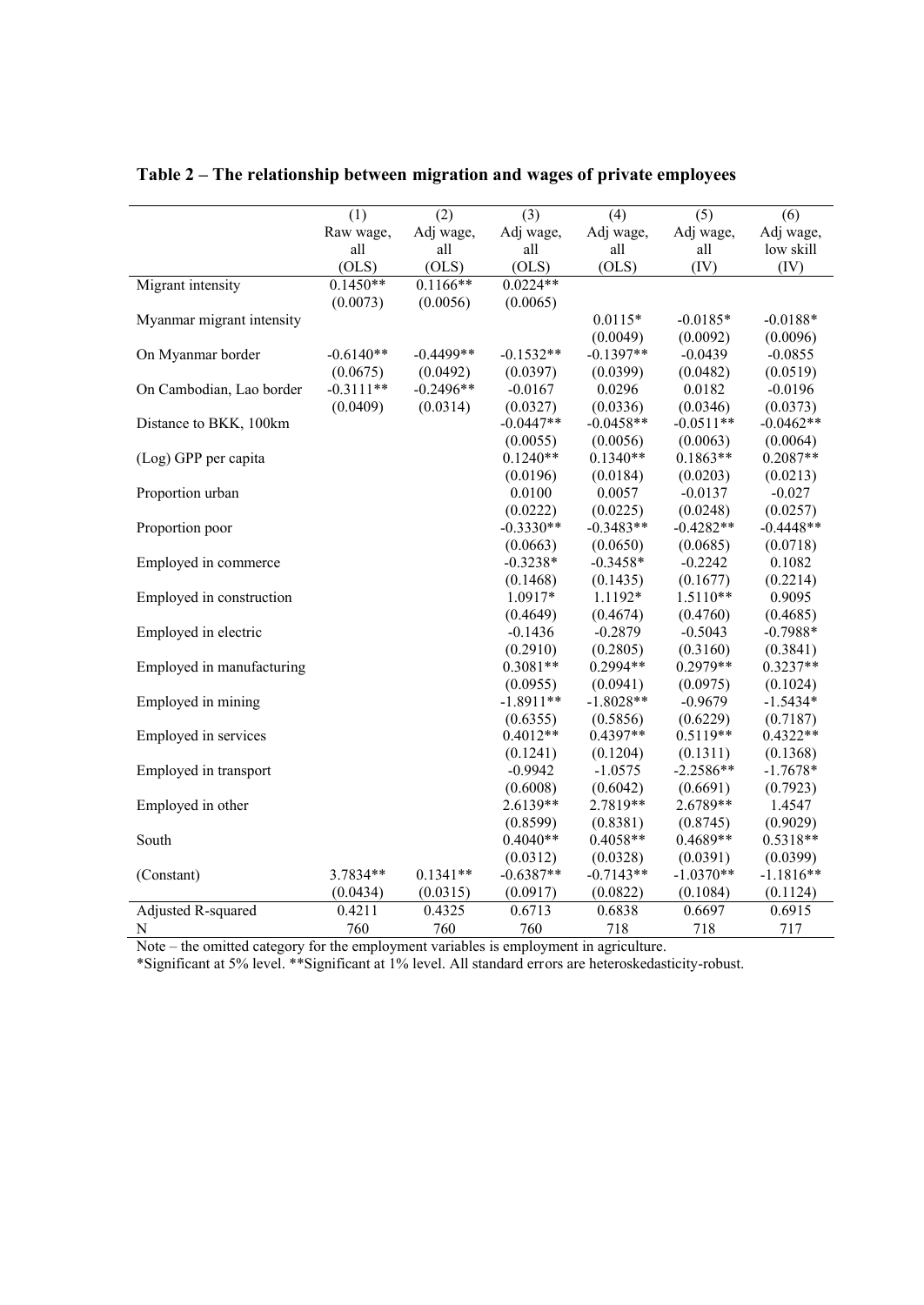**Table 2 – The relationship between migration and wages of private employees**

| | (1) Raw wage, all (OLS) | (2) Adj wage, all (OLS) | (3) Adj wage, all (OLS) | (4) Adj wage, all (OLS) | (5) Adj wage, all (IV) | (6) Adj wage, low skill (IV) |
|---|---|---|---|---|---|---|
| Migrant intensity | 0.1450** | 0.1166** | 0.0224** | | | |
| | (0.0073) | (0.0056) | (0.0065) | | | |
| Myanmar migrant intensity | | | | 0.0115* | -0.0185* | -0.0188* |
| | | | | (0.0049) | (0.0092) | (0.0096) |
| On Myanmar border | -0.6140** | -0.4499** | -0.1532** | -0.1397** | -0.0439 | -0.0855 |
| | (0.0675) | (0.0492) | (0.0397) | (0.0399) | (0.0482) | (0.0519) |
| On Cambodian, Lao border | -0.3111** | -0.2496** | -0.0167 | 0.0296 | 0.0182 | -0.0196 |
| | (0.0409) | (0.0314) | (0.0327) | (0.0336) | (0.0346) | (0.0373) |
| Distance to BKK, 100km | | | -0.0447** | -0.0458** | -0.0511** | -0.0462** |
| | | | (0.0055) | (0.0056) | (0.0063) | (0.0064) |
| (Log) GPP per capita | | | 0.1240** | 0.1340** | 0.1863** | 0.2087** |
| | | | (0.0196) | (0.0184) | (0.0203) | (0.0213) |
| Proportion urban | | | 0.0100 | 0.0057 | -0.0137 | -0.027 |
| | | | (0.0222) | (0.0225) | (0.0248) | (0.0257) |
| Proportion poor | | | -0.3330** | -0.3483** | -0.4282** | -0.4448** |
| | | | (0.0663) | (0.0650) | (0.0685) | (0.0718) |
| Employed in commerce | | | -0.3238* | -0.3458* | -0.2242 | 0.1082 |
| | | | (0.1468) | (0.1435) | (0.1677) | (0.2214) |
| Employed in construction | | | 1.0917* | 1.1192* | 1.5110** | 0.9095 |
| | | | (0.4649) | (0.4674) | (0.4760) | (0.4685) |
| Employed in electric | | | -0.1436 | -0.2879 | -0.5043 | -0.7988* |
| | | | (0.2910) | (0.2805) | (0.3160) | (0.3841) |
| Employed in manufacturing | | | 0.3081** | 0.2994** | 0.2979** | 0.3237** |
| | | | (0.0955) | (0.0941) | (0.0975) | (0.1024) |
| Employed in mining | | | -1.8911** | -1.8028** | -0.9679 | -1.5434* |
| | | | (0.6355) | (0.5856) | (0.6229) | (0.7187) |
| Employed in services | | | 0.4012** | 0.4397** | 0.5119** | 0.4322** |
| | | | (0.1241) | (0.1204) | (0.1311) | (0.1368) |
| Employed in transport | | | -0.9942 | -1.0575 | -2.2586** | -1.7678* |
| | | | (0.6008) | (0.6042) | (0.6691) | (0.7923) |
| Employed in other | | | 2.6139** | 2.7819** | 2.6789** | 1.4547 |
| | | | (0.8599) | (0.8381) | (0.8745) | (0.9029) |
| South | | | 0.4040** | 0.4058** | 0.4689** | 0.5318** |
| | | | (0.0312) | (0.0328) | (0.0391) | (0.0399) |
| (Constant) | 3.7834** | 0.1341** | -0.6387** | -0.7143** | -1.0370** | -1.1816** |
| | (0.0434) | (0.0315) | (0.0917) | (0.0822) | (0.1084) | (0.1124) |
| Adjusted R-squared | 0.4211 | 0.4325 | 0.6713 | 0.6838 | 0.6697 | 0.6915 |
| N | 760 | 760 | 760 | 718 | 718 | 717 |

Note – the omitted category for the employment variables is employment in agriculture.
*Significant at 5% level. **Significant at 1% level. All standard errors are heteroskedasticity-robust.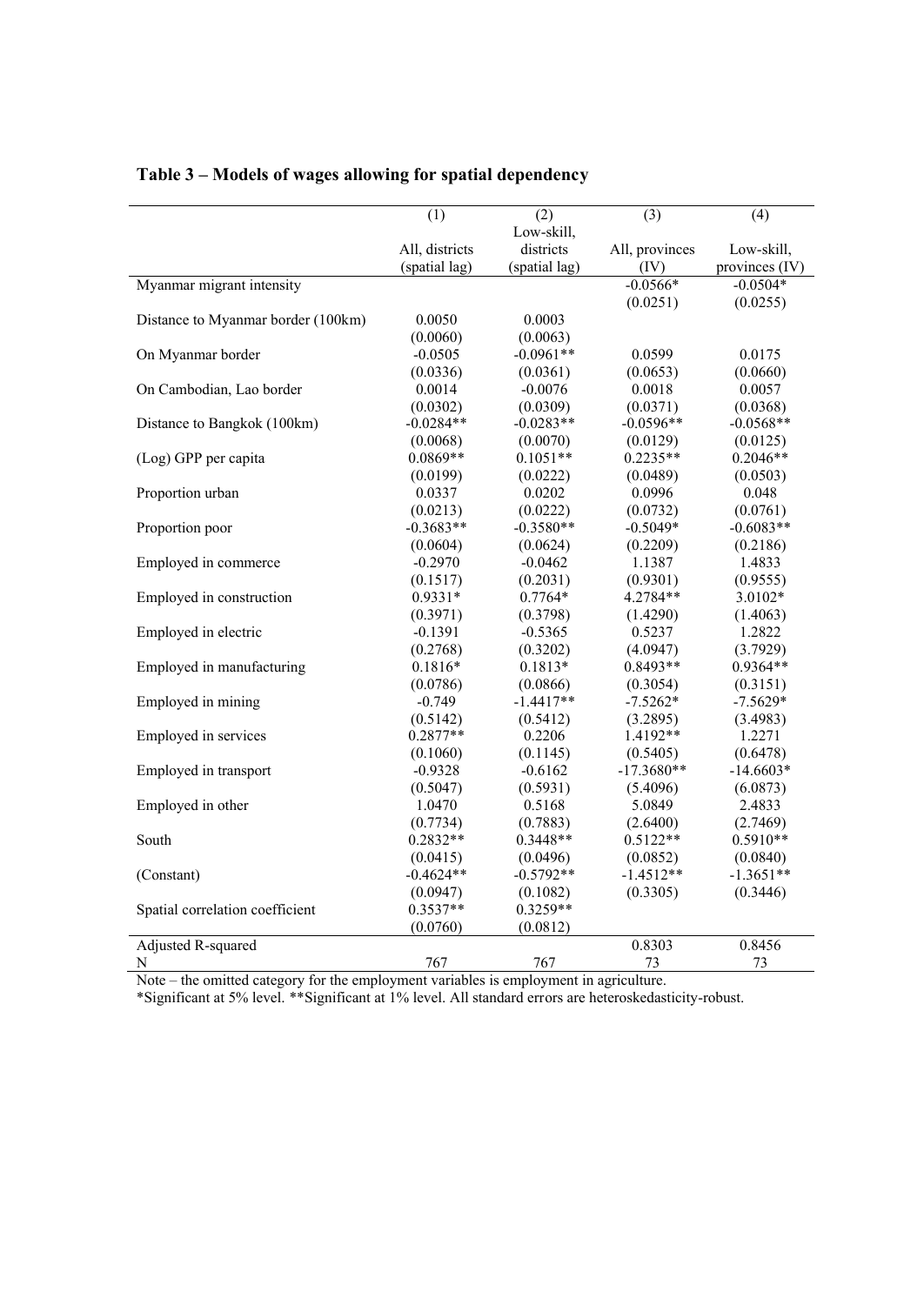**Table 3 – Models of wages allowing for spatial dependency**

| | (1) | (2) | (3) | (4) |
|---|---|---|---|---|
| | All, districts (spatial lag) | Low-skill, districts (spatial lag) | All, provinces (IV) | Low-skill, provinces (IV) |
| Myanmar migrant intensity | | | -0.0566* | -0.0504* |
| | | | (0.0251) | (0.0255) |
| Distance to Myanmar border (100km) | 0.0050 | 0.0003 | | |
| | (0.0060) | (0.0063) | | |
| On Myanmar border | -0.0505 | -0.0961** | 0.0599 | 0.0175 |
| | (0.0336) | (0.0361) | (0.0653) | (0.0660) |
| On Cambodian, Lao border | 0.0014 | -0.0076 | 0.0018 | 0.0057 |
| | (0.0302) | (0.0309) | (0.0371) | (0.0368) |
| Distance to Bangkok (100km) | -0.0284** | -0.0283** | -0.0596** | -0.0568** |
| | (0.0068) | (0.0070) | (0.0129) | (0.0125) |
| (Log) GPP per capita | 0.0869** | 0.1051** | 0.2235** | 0.2046** |
| | (0.0199) | (0.0222) | (0.0489) | (0.0503) |
| Proportion urban | 0.0337 | 0.0202 | 0.0996 | 0.048 |
| | (0.0213) | (0.0222) | (0.0732) | (0.0761) |
| Proportion poor | -0.3683** | -0.3580** | -0.5049* | -0.6083** |
| | (0.0604) | (0.0624) | (0.2209) | (0.2186) |
| Employed in commerce | -0.2970 | -0.0462 | 1.1387 | 1.4833 |
| | (0.1517) | (0.2031) | (0.9301) | (0.9555) |
| Employed in construction | 0.9331* | 0.7764* | 4.2784** | 3.0102* |
| | (0.3971) | (0.3798) | (1.4290) | (1.4063) |
| Employed in electric | -0.1391 | -0.5365 | 0.5237 | 1.2822 |
| | (0.2768) | (0.3202) | (4.0947) | (3.7929) |
| Employed in manufacturing | 0.1816* | 0.1813* | 0.8493** | 0.9364** |
| | (0.0786) | (0.0866) | (0.3054) | (0.3151) |
| Employed in mining | -0.749 | -1.4417** | -7.5262* | -7.5629* |
| | (0.5142) | (0.5412) | (3.2895) | (3.4983) |
| Employed in services | 0.2877** | 0.2206 | 1.4192** | 1.2271 |
| | (0.1060) | (0.1145) | (0.5405) | (0.6478) |
| Employed in transport | -0.9328 | -0.6162 | -17.3680** | -14.6603* |
| | (0.5047) | (0.5931) | (5.4096) | (6.0873) |
| Employed in other | 1.0470 | 0.5168 | 5.0849 | 2.4833 |
| | (0.7734) | (0.7883) | (2.6400) | (2.7469) |
| South | 0.2832** | 0.3448** | 0.5122** | 0.5910** |
| | (0.0415) | (0.0496) | (0.0852) | (0.0840) |
| (Constant) | -0.4624** | -0.5792** | -1.4512** | -1.3651** |
| | (0.0947) | (0.1082) | (0.3305) | (0.3446) |
| Spatial correlation coefficient | 0.3537** | 0.3259** | | |
| | (0.0760) | (0.0812) | | |
| Adjusted R-squared | | | 0.8303 | 0.8456 |
| N | 767 | 767 | 73 | 73 |

Note – the omitted category for the employment variables is employment in agriculture.
*Significant at 5% level. **Significant at 1% level. All standard errors are heteroskedasticity-robust.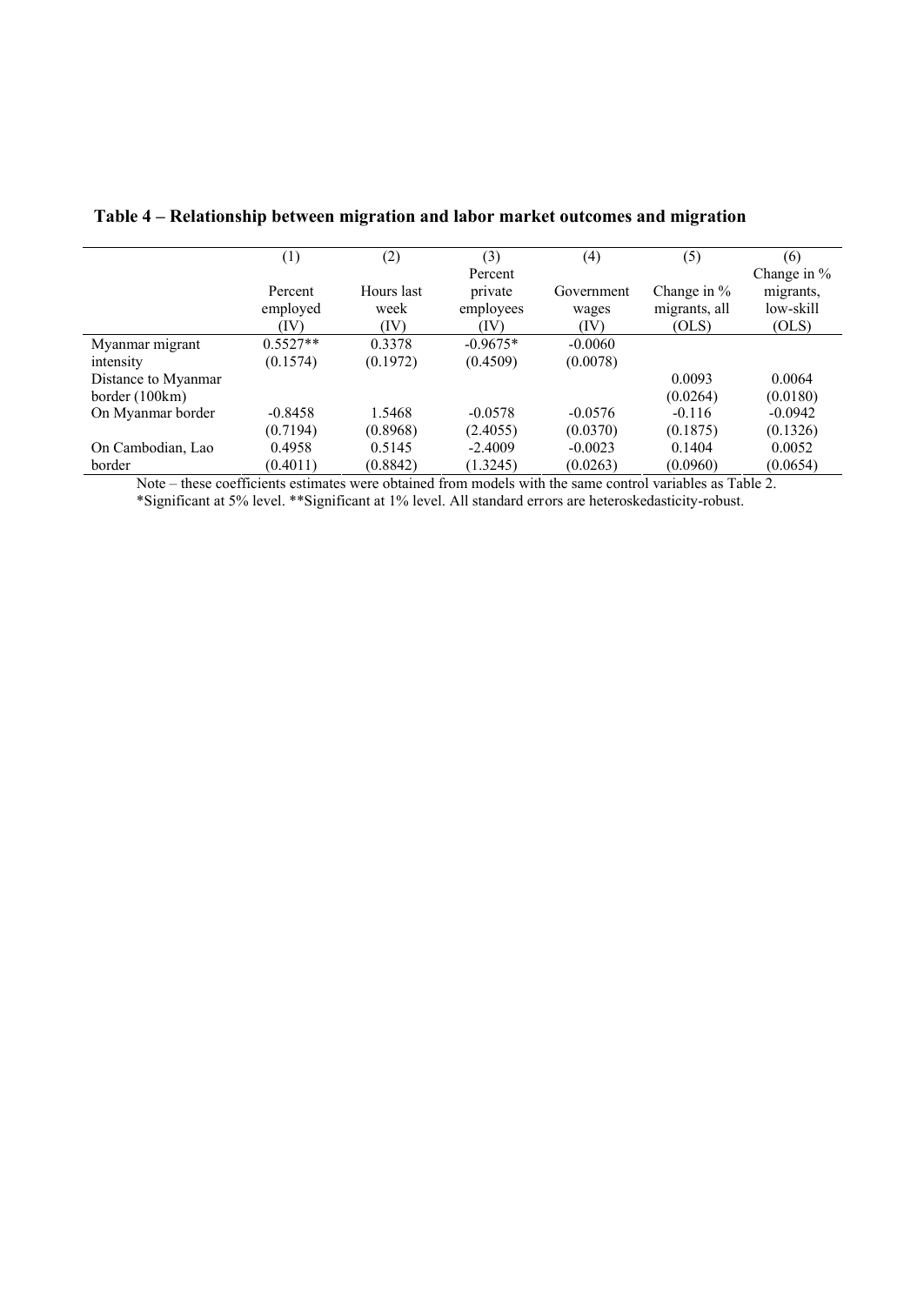**Table 4 – Relationship between migration and labor market outcomes and migration**

| | (1) | (2) | (3) | (4) | (5) | (6) |
|---|---|---|---|---|---|---|
| | Percent employed (IV) | Hours last week (IV) | Percent private employees (IV) | Government wages (IV) | Change in % migrants, all (OLS) | Change in % migrants, low-skill (OLS) |
| Myanmar migrant intensity | 0.5527** | 0.3378 | -0.9675* | -0.0060 | | |
| | (0.1574) | (0.1972) | (0.4509) | (0.0078) | | |
| Distance to Myanmar border (100km) | | | | | 0.0093 | 0.0064 |
| | | | | | (0.0264) | (0.0180) |
| On Myanmar border | -0.8458 | 1.5468 | -0.0578 | -0.0576 | -0.116 | -0.0942 |
| | (0.7194) | (0.8968) | (2.4055) | (0.0370) | (0.1875) | (0.1326) |
| On Cambodian, Lao border | 0.4958 | 0.5145 | -2.4009 | -0.0023 | 0.1404 | 0.0052 |
| | (0.4011) | (0.8842) | (1.3245) | (0.0263) | (0.0960) | (0.0654) |

Note – these coefficients estimates were obtained from models with the same control variables as Table 2.
*Significant at 5% level. **Significant at 1% level. All standard errors are heteroskedasticity-robust.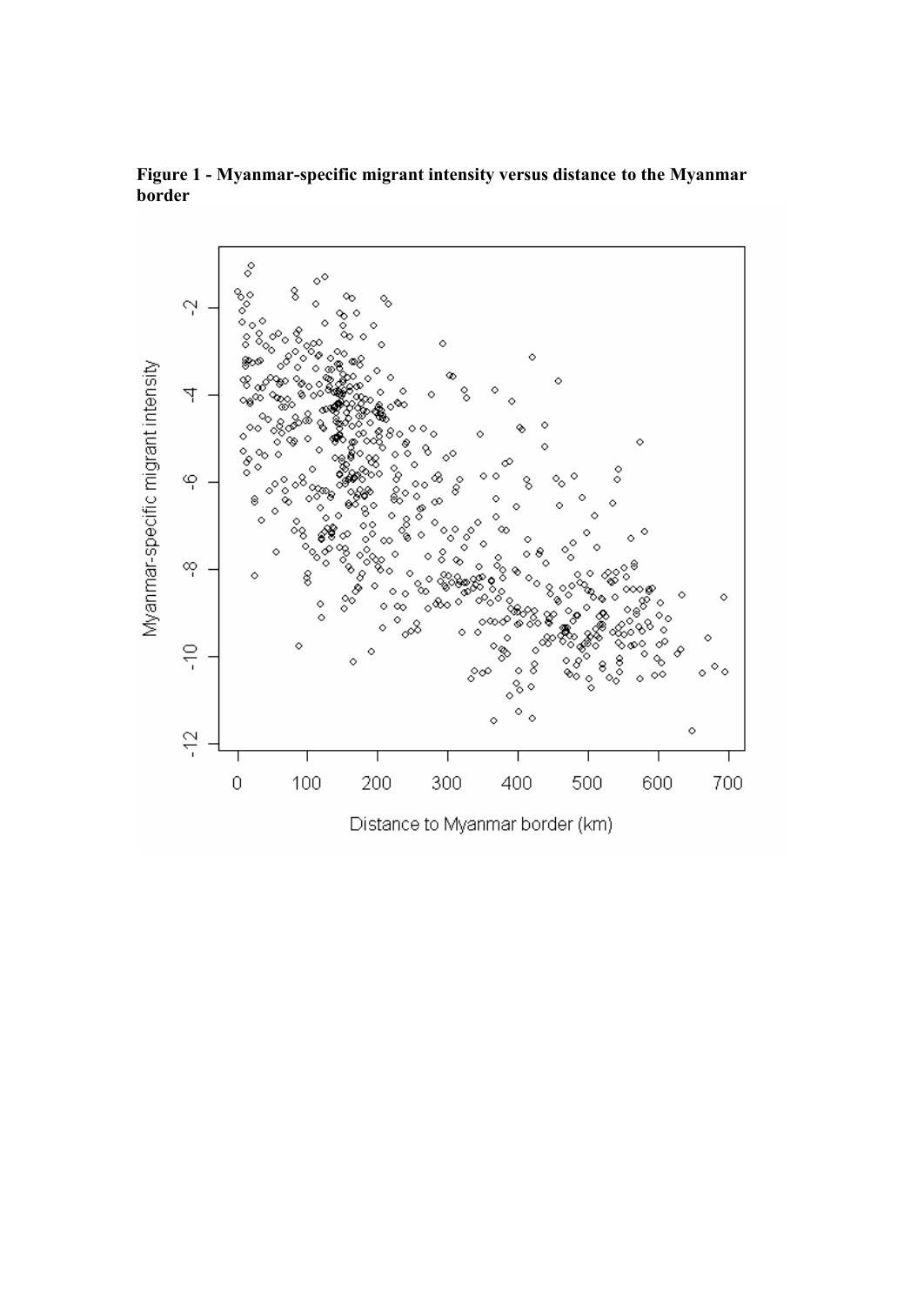**Figure 1 - Myanmar-specific migrant intensity versus distance to the Myanmar border**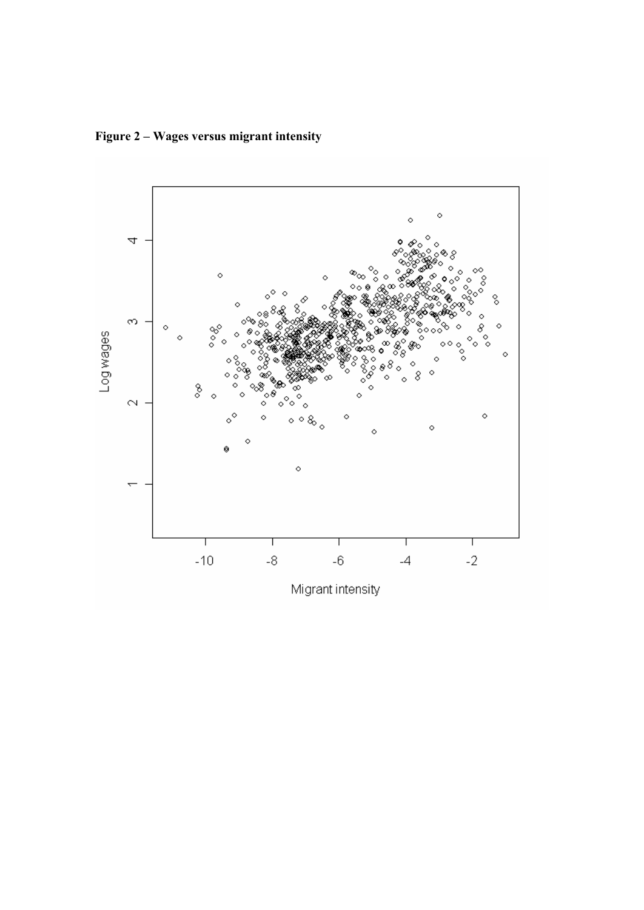**Figure 2 – Wages versus migrant intensity**

Log wages

4

3

2

1

-10

-8

-6

-4

-2

Migrant intensity